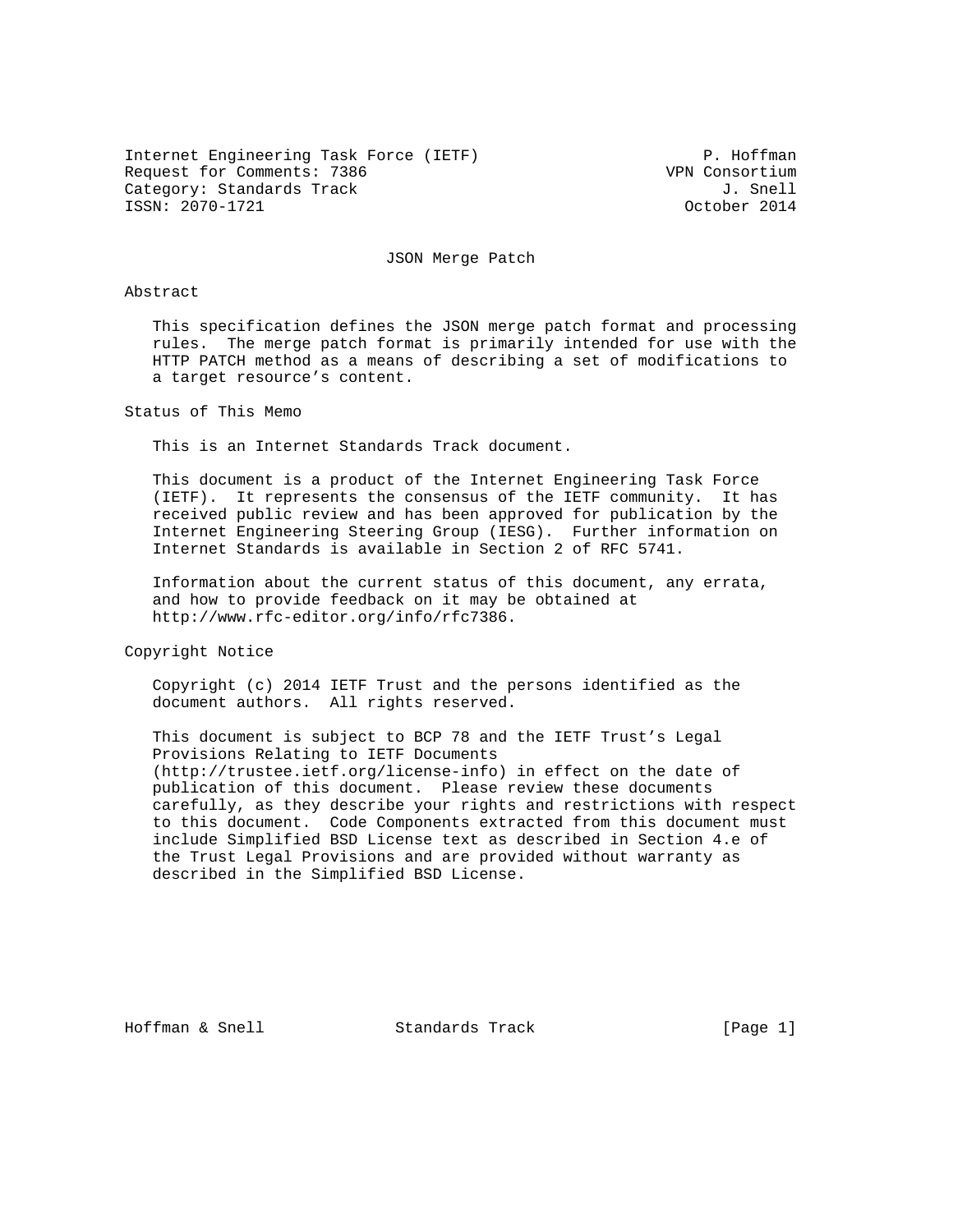Internet Engineering Task Force (IETF)                        P. Hoffman
Request for Comments: 7386                                VPN Consortium
Category: Standards Track                                       J. Snell
ISSN: 2070-1721                                             October 2014

# JSON Merge Patch

## Abstract

This specification defines the JSON merge patch format and processing rules. The merge patch format is primarily intended for use with the HTTP PATCH method as a means of describing a set of modifications to a target resource's content.

## Status of This Memo

This is an Internet Standards Track document.

This document is a product of the Internet Engineering Task Force (IETF). It represents the consensus of the IETF community. It has received public review and has been approved for publication by the Internet Engineering Steering Group (IESG). Further information on Internet Standards is available in Section 2 of RFC 5741.

Information about the current status of this document, any errata, and how to provide feedback on it may be obtained at http://www.rfc-editor.org/info/rfc7386.

## Copyright Notice

Copyright (c) 2014 IETF Trust and the persons identified as the document authors. All rights reserved.

This document is subject to BCP 78 and the IETF Trust's Legal Provisions Relating to IETF Documents (http://trustee.ietf.org/license-info) in effect on the date of publication of this document. Please review these documents carefully, as they describe your rights and restrictions with respect to this document. Code Components extracted from this document must include Simplified BSD License text as described in Section 4.e of the Trust Legal Provisions and are provided without warranty as described in the Simplified BSD License.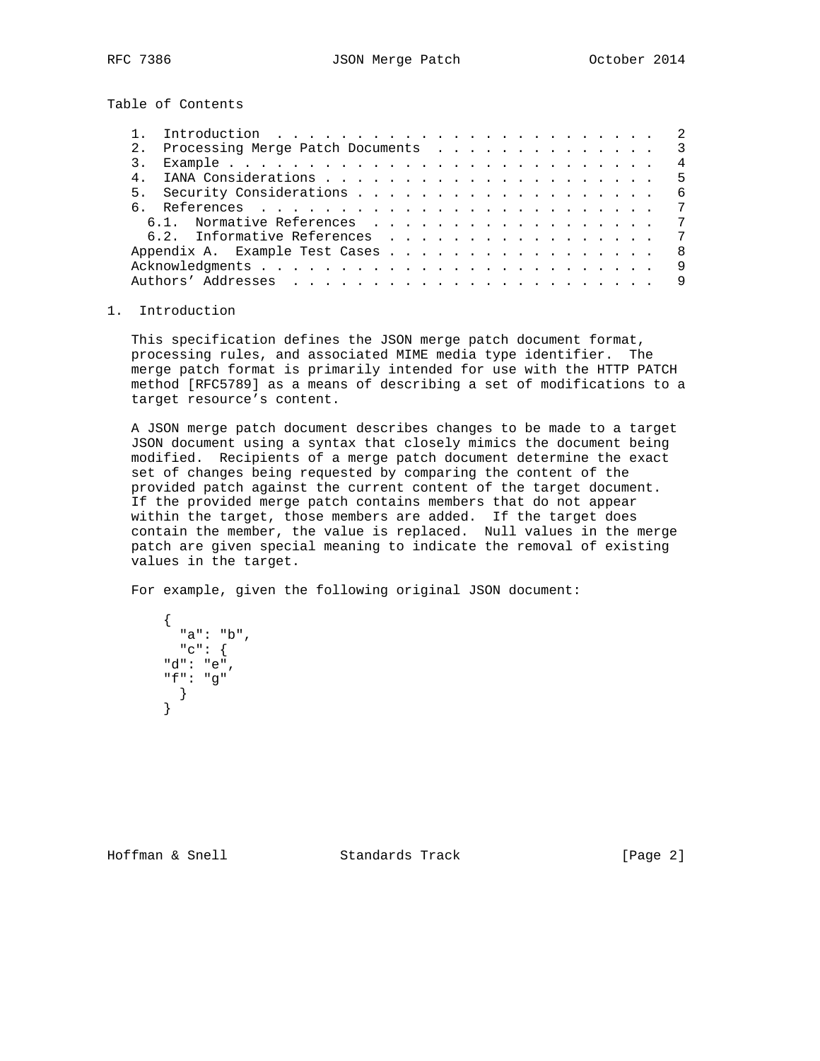Table of Contents

```
   1.  Introduction . . . . . . . . . . . . . . . . . . . . . . . . .   2
   2.  Processing Merge Patch Documents . . . . . . . . . . . . . . .   3
   3.  Example  . . . . . . . . . . . . . . . . . . . . . . . . . . .   4
   4.  IANA Considerations  . . . . . . . . . . . . . . . . . . . . .   5
   5.  Security Considerations  . . . . . . . . . . . . . . . . . . .   6
   6.  References . . . . . . . . . . . . . . . . . . . . . . . . . .   7
     6.1.  Normative References . . . . . . . . . . . . . . . . . . .   7
     6.2.  Informative References . . . . . . . . . . . . . . . . . .   7
   Appendix A.  Example Test Cases  . . . . . . . . . . . . . . . . .   8
   Acknowledgments  . . . . . . . . . . . . . . . . . . . . . . . . .   9
   Authors' Addresses . . . . . . . . . . . . . . . . . . . . . . . .   9
```

## 1. Introduction

This specification defines the JSON merge patch document format, processing rules, and associated MIME media type identifier. The merge patch format is primarily intended for use with the HTTP PATCH method [RFC5789] as a means of describing a set of modifications to a target resource's content.

A JSON merge patch document describes changes to be made to a target JSON document using a syntax that closely mimics the document being modified. Recipients of a merge patch document determine the exact set of changes being requested by comparing the content of the provided patch against the current content of the target document. If the provided merge patch contains members that do not appear within the target, those members are added. If the target does contain the member, the value is replaced. Null values in the merge patch are given special meaning to indicate the removal of existing values in the target.

For example, given the following original JSON document:

```
{
  "a": "b",
  "c": {
"d": "e",
"f": "g"
  }
}
```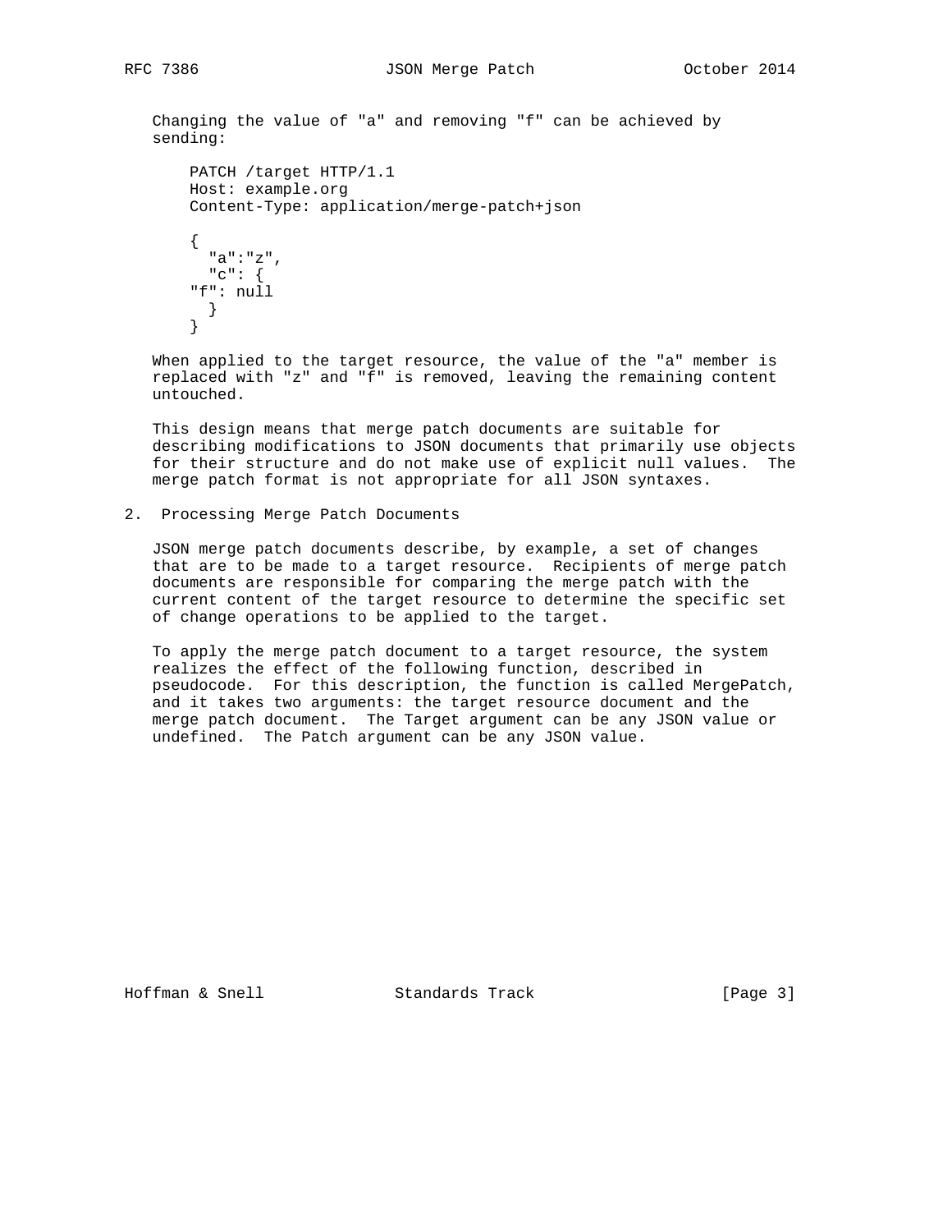Changing the value of "a" and removing "f" can be achieved by sending:

```
PATCH /target HTTP/1.1
Host: example.org
Content-Type: application/merge-patch+json

{
  "a":"z",
  "c": {
"f": null
  }
}
```

When applied to the target resource, the value of the "a" member is replaced with "z" and "f" is removed, leaving the remaining content untouched.

This design means that merge patch documents are suitable for describing modifications to JSON documents that primarily use objects for their structure and do not make use of explicit null values. The merge patch format is not appropriate for all JSON syntaxes.

## 2. Processing Merge Patch Documents

JSON merge patch documents describe, by example, a set of changes that are to be made to a target resource. Recipients of merge patch documents are responsible for comparing the merge patch with the current content of the target resource to determine the specific set of change operations to be applied to the target.

To apply the merge patch document to a target resource, the system realizes the effect of the following function, described in pseudocode. For this description, the function is called MergePatch, and it takes two arguments: the target resource document and the merge patch document. The Target argument can be any JSON value or undefined. The Patch argument can be any JSON value.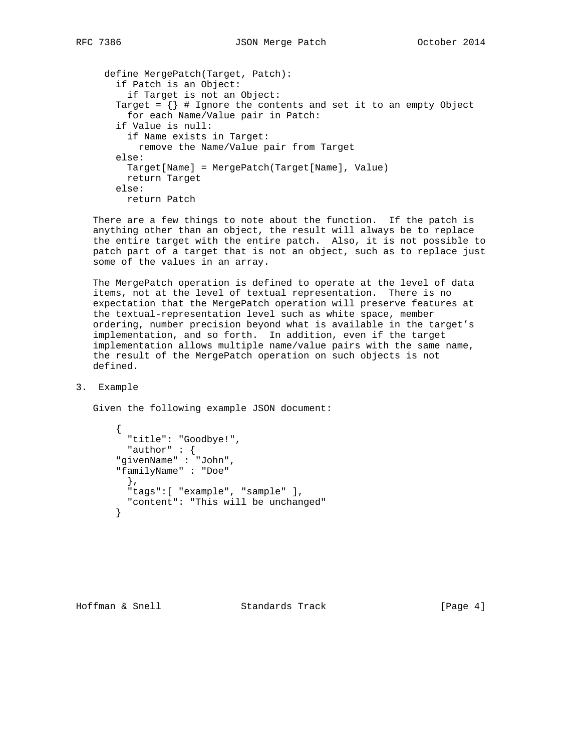```
define MergePatch(Target, Patch):
  if Patch is an Object:
    if Target is not an Object:
  Target = {} # Ignore the contents and set it to an empty Object
    for each Name/Value pair in Patch:
  if Value is null:
    if Name exists in Target:
      remove the Name/Value pair from Target
  else:
    Target[Name] = MergePatch(Target[Name], Value)
    return Target
  else:
    return Patch
```

There are a few things to note about the function. If the patch is anything other than an object, the result will always be to replace the entire target with the entire patch. Also, it is not possible to patch part of a target that is not an object, such as to replace just some of the values in an array.

The MergePatch operation is defined to operate at the level of data items, not at the level of textual representation. There is no expectation that the MergePatch operation will preserve features at the textual-representation level such as white space, member ordering, number precision beyond what is available in the target's implementation, and so forth. In addition, even if the target implementation allows multiple name/value pairs with the same name, the result of the MergePatch operation on such objects is not defined.

## 3. Example

Given the following example JSON document:

```
{
  "title": "Goodbye!",
  "author" : {
"givenName" : "John",
"familyName" : "Doe"
  },
  "tags":[ "example", "sample" ],
  "content": "This will be unchanged"
}
```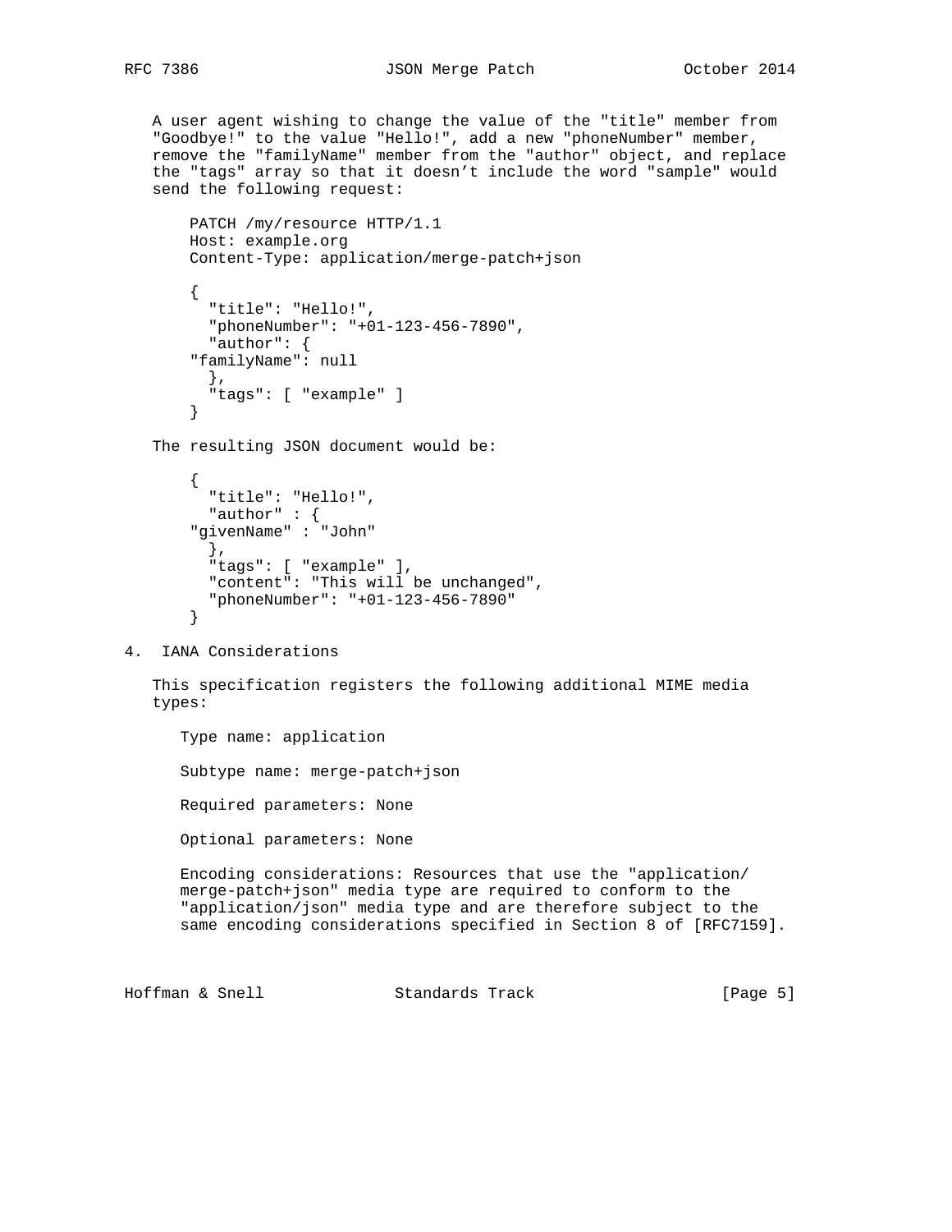A user agent wishing to change the value of the "title" member from "Goodbye!" to the value "Hello!", add a new "phoneNumber" member, remove the "familyName" member from the "author" object, and replace the "tags" array so that it doesn't include the word "sample" would send the following request:

```
PATCH /my/resource HTTP/1.1
Host: example.org
Content-Type: application/merge-patch+json

{
  "title": "Hello!",
  "phoneNumber": "+01-123-456-7890",
  "author": {
"familyName": null
  },
  "tags": [ "example" ]
}
```

The resulting JSON document would be:

```
{
  "title": "Hello!",
  "author" : {
"givenName" : "John"
  },
  "tags": [ "example" ],
  "content": "This will be unchanged",
  "phoneNumber": "+01-123-456-7890"
}
```

## 4. IANA Considerations

This specification registers the following additional MIME media types:

Type name: application

Subtype name: merge-patch+json

Required parameters: None

Optional parameters: None

Encoding considerations: Resources that use the "application/merge-patch+json" media type are required to conform to the "application/json" media type and are therefore subject to the same encoding considerations specified in Section 8 of [RFC7159].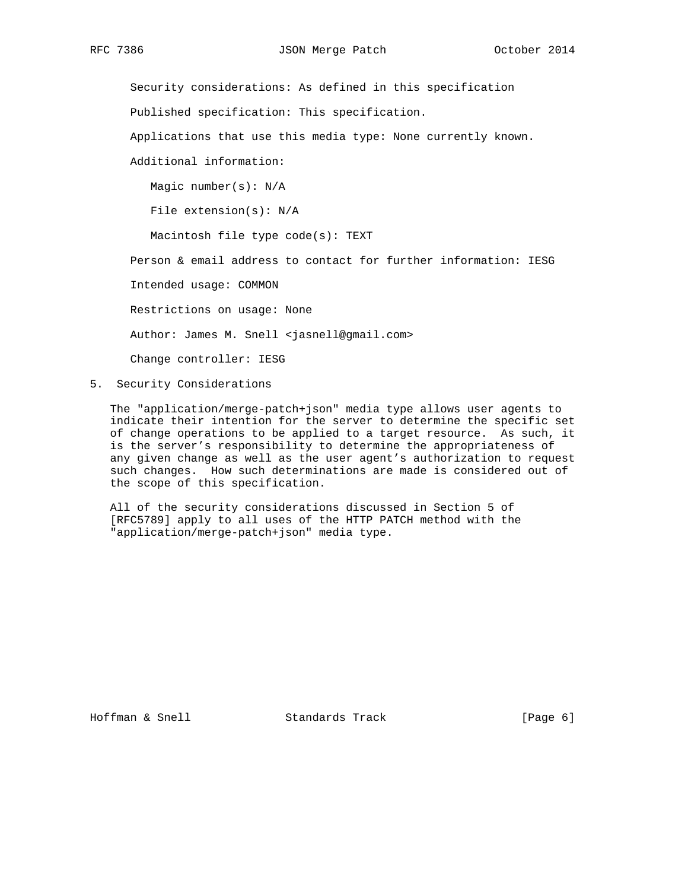Security considerations: As defined in this specification

Published specification: This specification.

Applications that use this media type: None currently known.

Additional information:

Magic number(s): N/A

File extension(s): N/A

Macintosh file type code(s): TEXT

Person & email address to contact for further information: IESG

Intended usage: COMMON

Restrictions on usage: None

Author: James M. Snell <jasnell@gmail.com>

Change controller: IESG

## 5. Security Considerations

The "application/merge-patch+json" media type allows user agents to indicate their intention for the server to determine the specific set of change operations to be applied to a target resource. As such, it is the server's responsibility to determine the appropriateness of any given change as well as the user agent's authorization to request such changes. How such determinations are made is considered out of the scope of this specification.

All of the security considerations discussed in Section 5 of [RFC5789] apply to all uses of the HTTP PATCH method with the "application/merge-patch+json" media type.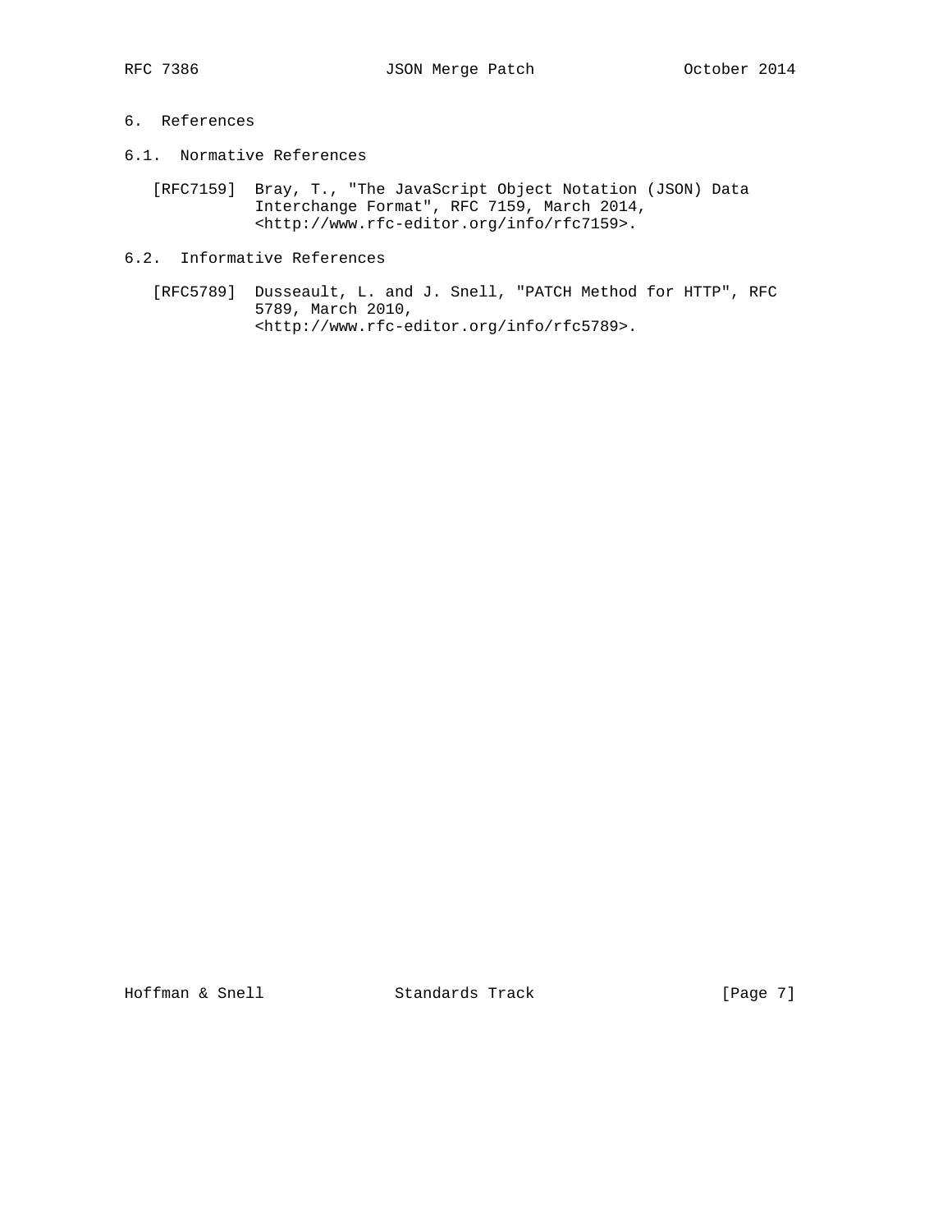## 6. References

### 6.1. Normative References

[RFC7159] Bray, T., "The JavaScript Object Notation (JSON) Data Interchange Format", RFC 7159, March 2014, <http://www.rfc-editor.org/info/rfc7159>.

### 6.2. Informative References

[RFC5789] Dusseault, L. and J. Snell, "PATCH Method for HTTP", RFC 5789, March 2010, <http://www.rfc-editor.org/info/rfc5789>.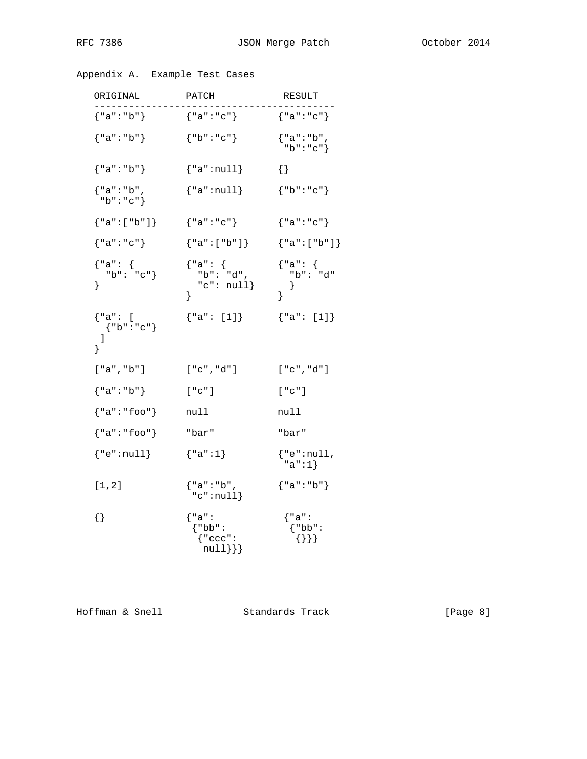## Appendix A.  Example Test Cases

```
   ORIGINAL        PATCH            RESULT
   ------------------------------------------
   {"a":"b"}       {"a":"c"}       {"a":"c"}

   {"a":"b"}       {"b":"c"}       {"a":"b",
                                    "b":"c"}

   {"a":"b"}       {"a":null}      {}

   {"a":"b",       {"a":null}      {"b":"c"}
    "b":"c"}

   {"a":["b"]}     {"a":"c"}       {"a":"c"}

   {"a":"c"}       {"a":["b"]}     {"a":["b"]}

   {"a": {         {"a": {         {"a": {
     "b": "c"}       "b": "d",       "b": "d"
   }                 "c": null}      }
                   }               }

   {"a": [         {"a": [1]}      {"a": [1]}
     {"b":"c"}
    ]
   }

   ["a","b"]       ["c","d"]       ["c","d"]

   {"a":"b"}       ["c"]           ["c"]

   {"a":"foo"}     null            null

   {"a":"foo"}     "bar"           "bar"

   {"e":null}      {"a":1}         {"e":null,
                                    "a":1}

   [1,2]           {"a":"b",       {"a":"b"}
                    "c":null}

   {}              {"a":            {"a":
                    {"bb":           {"bb":
                     {"ccc":          {}}}
                      null}}}
```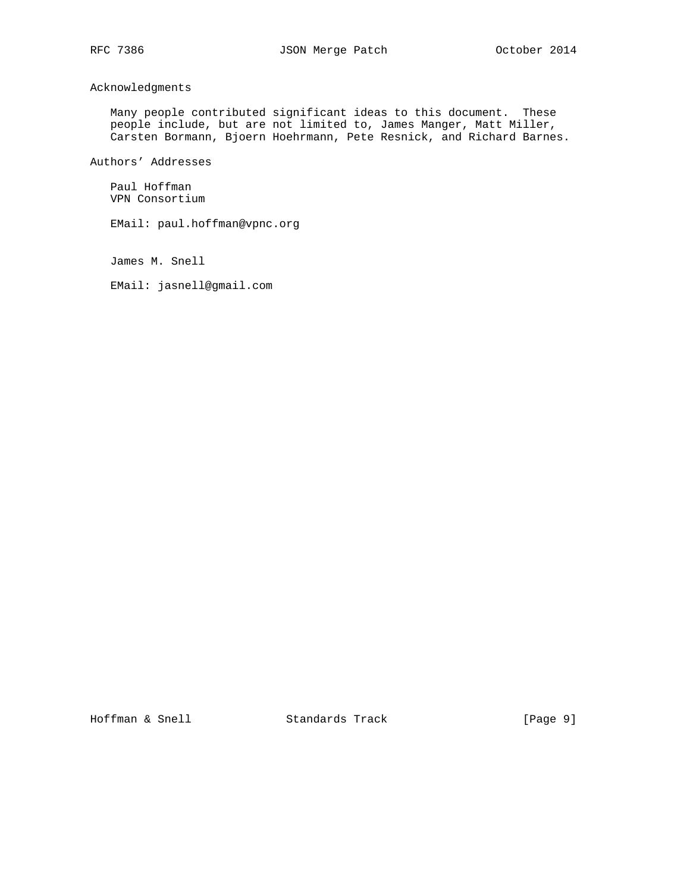## Acknowledgments

Many people contributed significant ideas to this document. These people include, but are not limited to, James Manger, Matt Miller, Carsten Bormann, Bjoern Hoehrmann, Pete Resnick, and Richard Barnes.

## Authors' Addresses

Paul Hoffman
VPN Consortium

EMail: paul.hoffman@vpnc.org

James M. Snell

EMail: jasnell@gmail.com